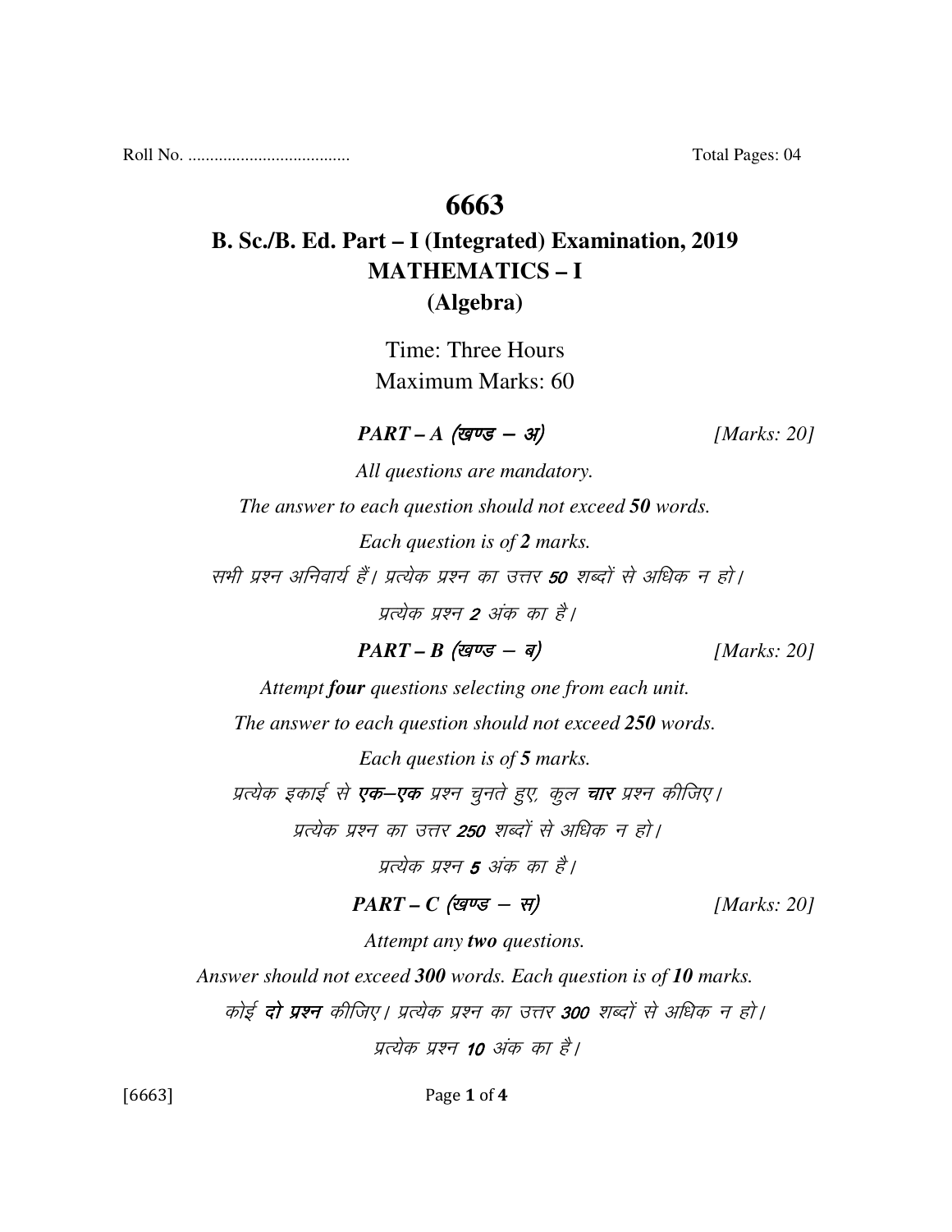Roll No. .................................... Total Pages: 04

# 6663

## B. Sc./B. Ed. Part – I (Integrated) Examination, 2019
## MATHEMATICS – I
## (Algebra)

Time: Three Hours

Maximum Marks: 60

***PART – A (खण्ड – अ)*** *[Marks: 20]*

*All questions are mandatory.*

*The answer to each question should not exceed **50** words.*

*Each question is of **2** marks.*

*सभी प्रश्न अनिवार्य हैं। प्रत्येक प्रश्न का उत्तर **50** शब्दों से अधिक न हो।*

*प्रत्येक प्रश्न **2** अंक का है।*

***PART – B (खण्ड – ब)*** *[Marks: 20]*

*Attempt **four** questions selecting one from each unit.*

*The answer to each question should not exceed **250** words.*

*Each question is of **5** marks.*

*प्रत्येक इकाई से **एक–एक** प्रश्न चुनते हुए, कुल **चार** प्रश्न कीजिए।*

*प्रत्येक प्रश्न का उत्तर **250** शब्दों से अधिक न हो।*

*प्रत्येक प्रश्न **5** अंक का है।*

***PART – C (खण्ड – स)*** *[Marks: 20]*

*Attempt any **two** questions.*

*Answer should not exceed **300** words. Each question is of **10** marks.*

*कोई **दो प्रश्न** कीजिए। प्रत्येक प्रश्न का उत्तर **300** शब्दों से अधिक न हो।*

*प्रत्येक प्रश्न **10** अंक का है।*

[6663]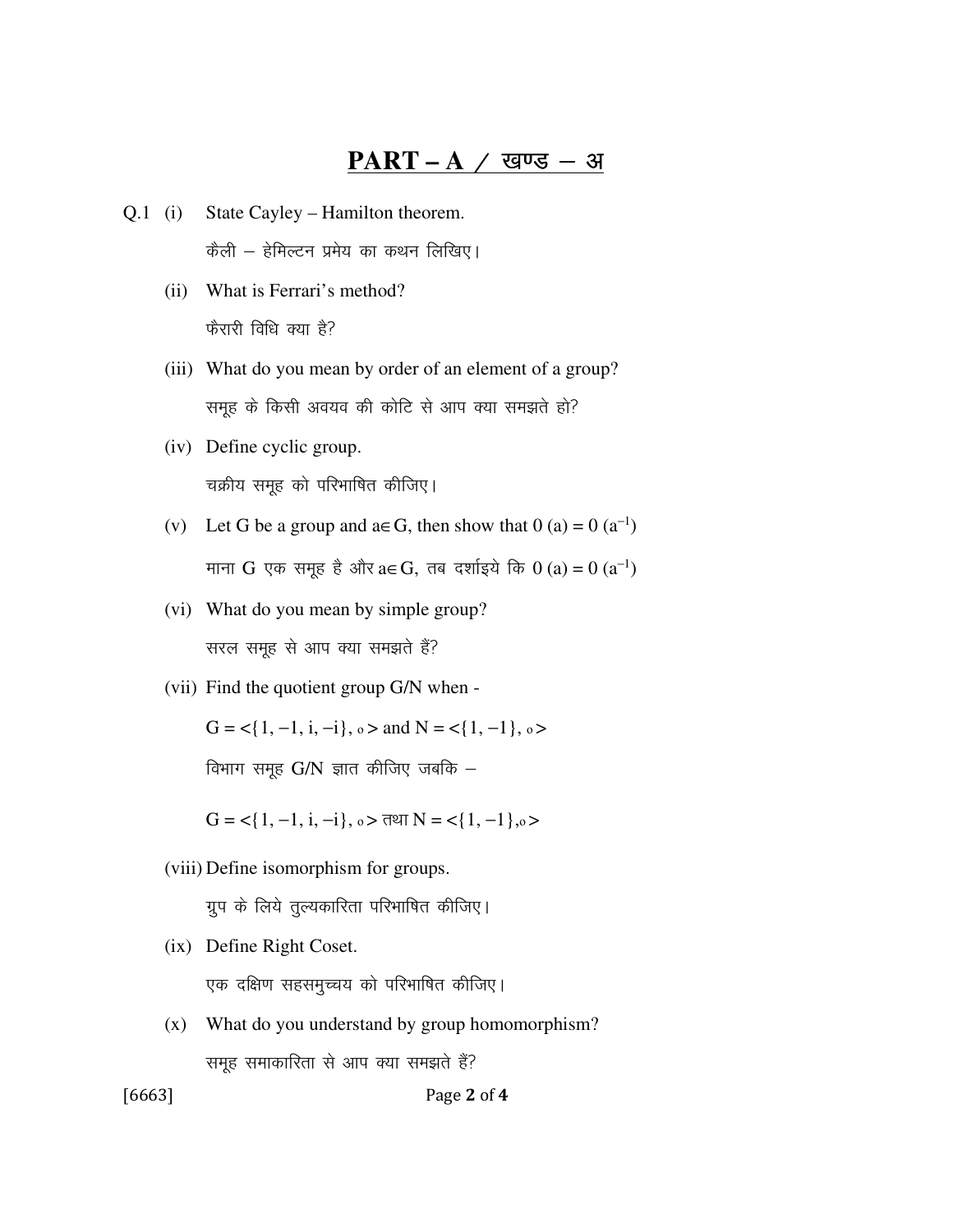## PART – A / खण्ड – अ

Q.1 (i) State Cayley – Hamilton theorem.

कैली – हेमिल्टन प्रमेय का कथन लिखिए।

(ii) What is Ferrari's method?

फैरारी विधि क्या है?

(iii) What do you mean by order of an element of a group?

समूह के किसी अवयव की कोटि से आप क्या समझते हो?

(iv) Define cyclic group.

चक्रीय समूह को परिभाषित कीजिए।

(v) Let G be a group and $a \in G$, then show that $0(a) = 0(a^{-1})$

माना G एक समूह है और $a \in G$, तब दर्शाइये कि $0(a) = 0(a^{-1})$

(vi) What do you mean by simple group?

सरल समूह से आप क्या समझते हैं?

(vii) Find the quotient group G/N when -

$G = <\{1, -1, i, -i\}, \circ>$ and $N = <\{1, -1\}, \circ>$

विभाग समूह G/N ज्ञात कीजिए जबकि –

$G = <\{1, -1, i, -i\}, \circ>$ तथा $N = <\{1, -1\}, \circ>$

(viii) Define isomorphism for groups.

ग्रुप के लिये तुल्यकारिता परिभाषित कीजिए।

(ix) Define Right Coset.

एक दक्षिण सहसमुच्चय को परिभाषित कीजिए।

(x) What do you understand by group homomorphism?

समूह समाकारिता से आप क्या समझते हैं?

[6663]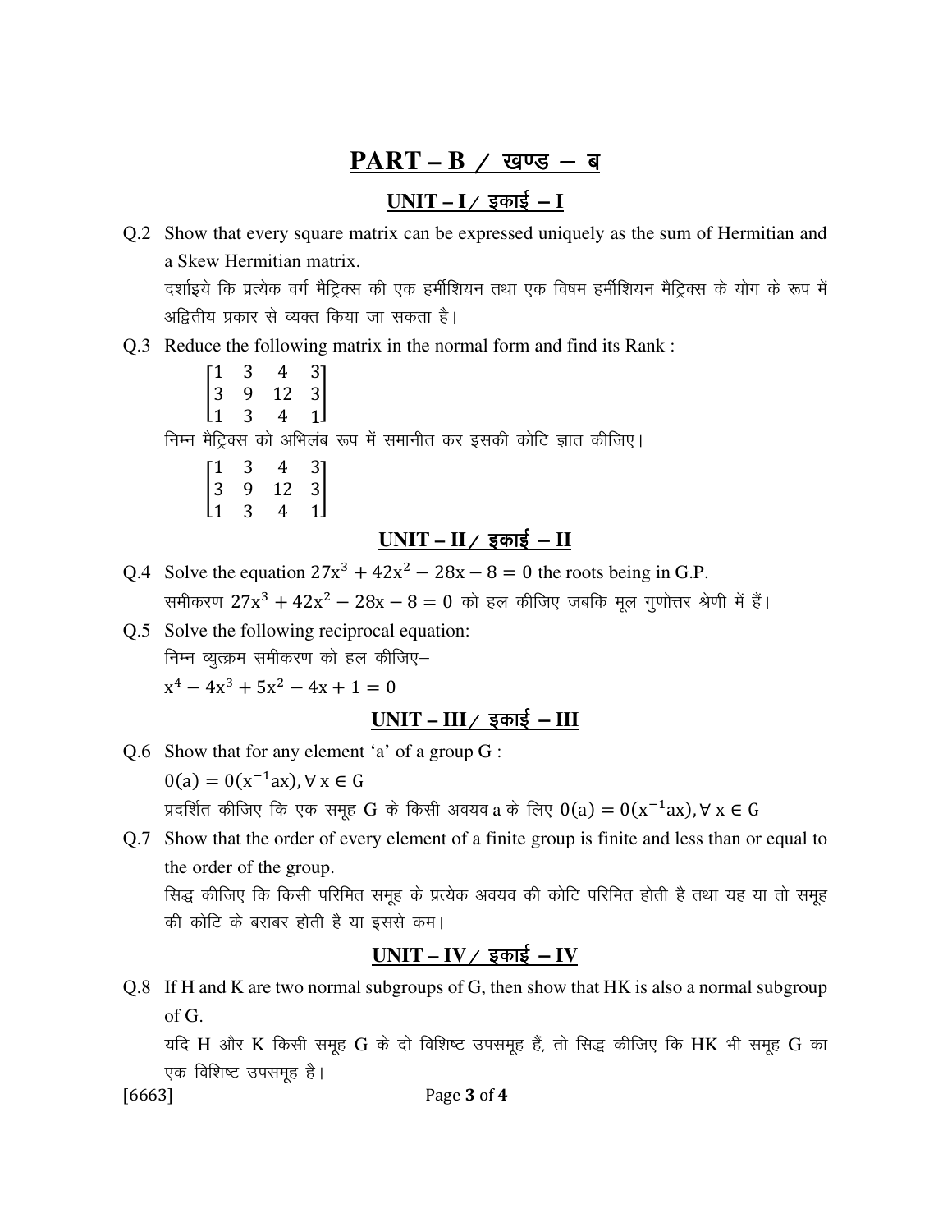# PART – B / खण्ड – ब

## UNIT – I / इकाई – I

Q.2 Show that every square matrix can be expressed uniquely as the sum of Hermitian and a Skew Hermitian matrix.

दर्शाइये कि प्रत्येक वर्ग मैट्रिक्स की एक हर्मीशियन तथा एक विषम हर्मीशियन मैट्रिक्स के योग के रूप में अद्वितीय प्रकार से व्यक्त किया जा सकता है।

Q.3 Reduce the following matrix in the normal form and find its Rank :

$$\begin{bmatrix} 1 & 3 & 4 & 3 \\ 3 & 9 & 12 & 3 \\ 1 & 3 & 4 & 1 \end{bmatrix}$$

निम्न मैट्रिक्स को अभिलंब रूप में समानीत कर इसकी कोटि ज्ञात कीजिए।

$$\begin{bmatrix} 1 & 3 & 4 & 3 \\ 3 & 9 & 12 & 3 \\ 1 & 3 & 4 & 1 \end{bmatrix}$$

## UNIT – II / इकाई – II

Q.4 Solve the equation $27x^3 + 42x^2 - 28x - 8 = 0$ the roots being in G.P.

समीकरण $27x^3 + 42x^2 - 28x - 8 = 0$ को हल कीजिए जबकि मूल गुणोत्तर श्रेणी में हैं।

Q.5 Solve the following reciprocal equation:

निम्न व्युत्क्रम समीकरण को हल कीजिए–

$x^4 - 4x^3 + 5x^2 - 4x + 1 = 0$

## UNIT – III / इकाई – III

Q.6 Show that for any element 'a' of a group G :

$0(a) = 0(x^{-1}ax), \forall\, x \in G$

प्रदर्शित कीजिए कि एक समूह G के किसी अवयव a के लिए $0(a) = 0(x^{-1}ax), \forall\, x \in G$

Q.7 Show that the order of every element of a finite group is finite and less than or equal to the order of the group.

सिद्ध कीजिए कि किसी परिमित समूह के प्रत्येक अवयव की कोटि परिमित होती है तथा यह या तो समूह की कोटि के बराबर होती है या इससे कम।

## UNIT – IV / इकाई – IV

Q.8 If H and K are two normal subgroups of G, then show that HK is also a normal subgroup of G.

यदि H और K किसी समूह G के दो विशिष्ट उपसमूह हैं, तो सिद्ध कीजिए कि HK भी समूह G का एक विशिष्ट उपसमूह है।

[6663]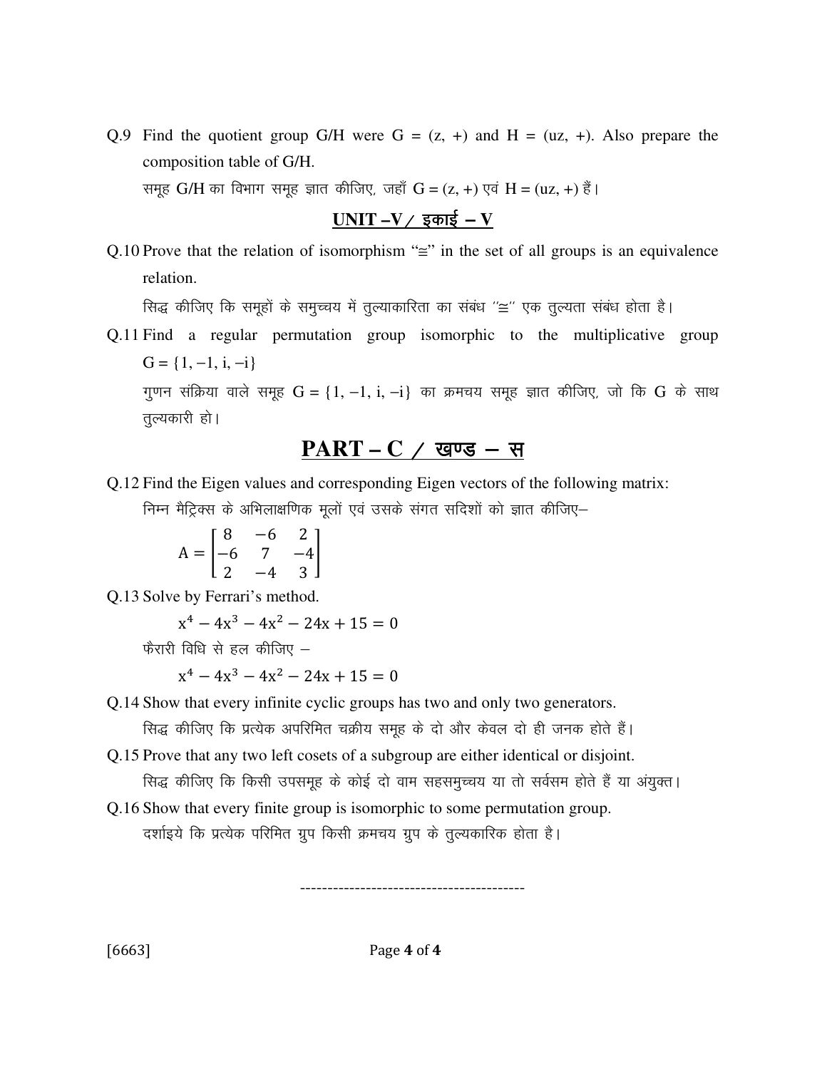Q.9 Find the quotient group G/H were G = (z, +) and H = (uz, +). Also prepare the composition table of G/H.

समूह G/H का विभाग समूह ज्ञात कीजिए, जहाँ G = (z, +) एवं H = (uz, +) हैं।

## UNIT –V / इकाई – V

Q.10 Prove that the relation of isomorphism "≅" in the set of all groups is an equivalence relation.

सिद्ध कीजिए कि समूहों के समुच्चय में तुल्याकारिता का संबंध "≅" एक तुल्यता संबंध होता है।

Q.11 Find a regular permutation group isomorphic to the multiplicative group $G = \{1, -1, i, -i\}$

गुणन संक्रिया वाले समूह $G = \{1, -1, i, -i\}$ का क्रमचय समूह ज्ञात कीजिए, जो कि G के साथ तुल्यकारी हो।

## PART – C / खण्ड – स

Q.12 Find the Eigen values and corresponding Eigen vectors of the following matrix:

निम्न मैट्रिक्स के अभिलाक्षणिक मूलों एवं उसके संगत सदिशों को ज्ञात कीजिए–

$$A = \begin{bmatrix} 8 & -6 & 2 \\ -6 & 7 & -4 \\ 2 & -4 & 3 \end{bmatrix}$$

Q.13 Solve by Ferrari's method.

$$x^4 - 4x^3 - 4x^2 - 24x + 15 = 0$$

फैरारी विधि से हल कीजिए –

$$x^4 - 4x^3 - 4x^2 - 24x + 15 = 0$$

Q.14 Show that every infinite cyclic groups has two and only two generators.

सिद्ध कीजिए कि प्रत्येक अपरिमित चक्रीय समूह के दो और केवल दो ही जनक होते हैं।

Q.15 Prove that any two left cosets of a subgroup are either identical or disjoint.

सिद्ध कीजिए कि किसी उपसमूह के कोई दो वाम सहसमुच्चय या तो सर्वसम होते हैं या अंयुक्त।

Q.16 Show that every finite group is isomorphic to some permutation group.

दर्शाइये कि प्रत्येक परिमित ग्रुप किसी क्रमचय ग्रुप के तुल्यकारिक होता है।

-----------------------------------------

[6663]